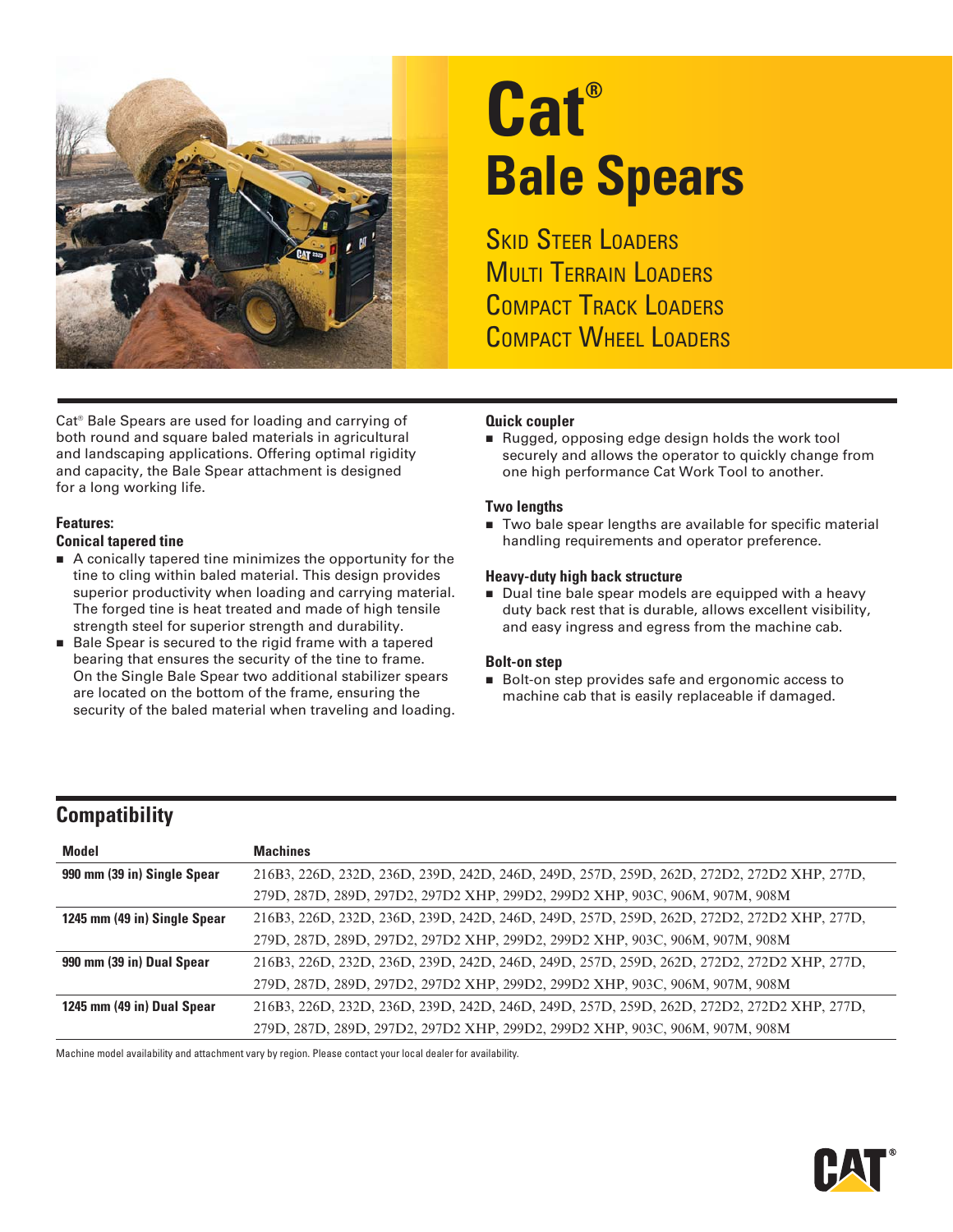# Cat® Bale Spears

## Skid Steer Loaders
## Multi Terrain Loaders
## Compact Track Loaders
## Compact Wheel Loaders

Cat® Bale Spears are used for loading and carrying of both round and square baled materials in agricultural and landscaping applications. Offering optimal rigidity and capacity, the Bale Spear attachment is designed for a long working life.

**Features:**

### Conical tapered tine

- A conically tapered tine minimizes the opportunity for the tine to cling within baled material. This design provides superior productivity when loading and carrying material. The forged tine is heat treated and made of high tensile strength steel for superior strength and durability.
- Bale Spear is secured to the rigid frame with a tapered bearing that ensures the security of the tine to frame. On the Single Bale Spear two additional stabilizer spears are located on the bottom of the frame, ensuring the security of the baled material when traveling and loading.

### Quick coupler

- Rugged, opposing edge design holds the work tool securely and allows the operator to quickly change from one high performance Cat Work Tool to another.

### Two lengths

- Two bale spear lengths are available for specific material handling requirements and operator preference.

### Heavy-duty high back structure

- Dual tine bale spear models are equipped with a heavy duty back rest that is durable, allows excellent visibility, and easy ingress and egress from the machine cab.

### Bolt-on step

- Bolt-on step provides safe and ergonomic access to machine cab that is easily replaceable if damaged.

## Compatibility

| Model | Machines |
|---|---|
| 990 mm (39 in) Single Spear | 216B3, 226D, 232D, 236D, 239D, 242D, 246D, 249D, 257D, 259D, 262D, 272D2, 272D2 XHP, 277D, 279D, 287D, 289D, 297D2, 297D2 XHP, 299D2, 299D2 XHP, 903C, 906M, 907M, 908M |
| 1245 mm (49 in) Single Spear | 216B3, 226D, 232D, 236D, 239D, 242D, 246D, 249D, 257D, 259D, 262D, 272D2, 272D2 XHP, 277D, 279D, 287D, 289D, 297D2, 297D2 XHP, 299D2, 299D2 XHP, 903C, 906M, 907M, 908M |
| 990 mm (39 in) Dual Spear | 216B3, 226D, 232D, 236D, 239D, 242D, 246D, 249D, 257D, 259D, 262D, 272D2, 272D2 XHP, 277D, 279D, 287D, 289D, 297D2, 297D2 XHP, 299D2, 299D2 XHP, 903C, 906M, 907M, 908M |
| 1245 mm (49 in) Dual Spear | 216B3, 226D, 232D, 236D, 239D, 242D, 246D, 249D, 257D, 259D, 262D, 272D2, 272D2 XHP, 277D, 279D, 287D, 289D, 297D2, 297D2 XHP, 299D2, 299D2 XHP, 903C, 906M, 907M, 908M |

Machine model availability and attachment vary by region. Please contact your local dealer for availability.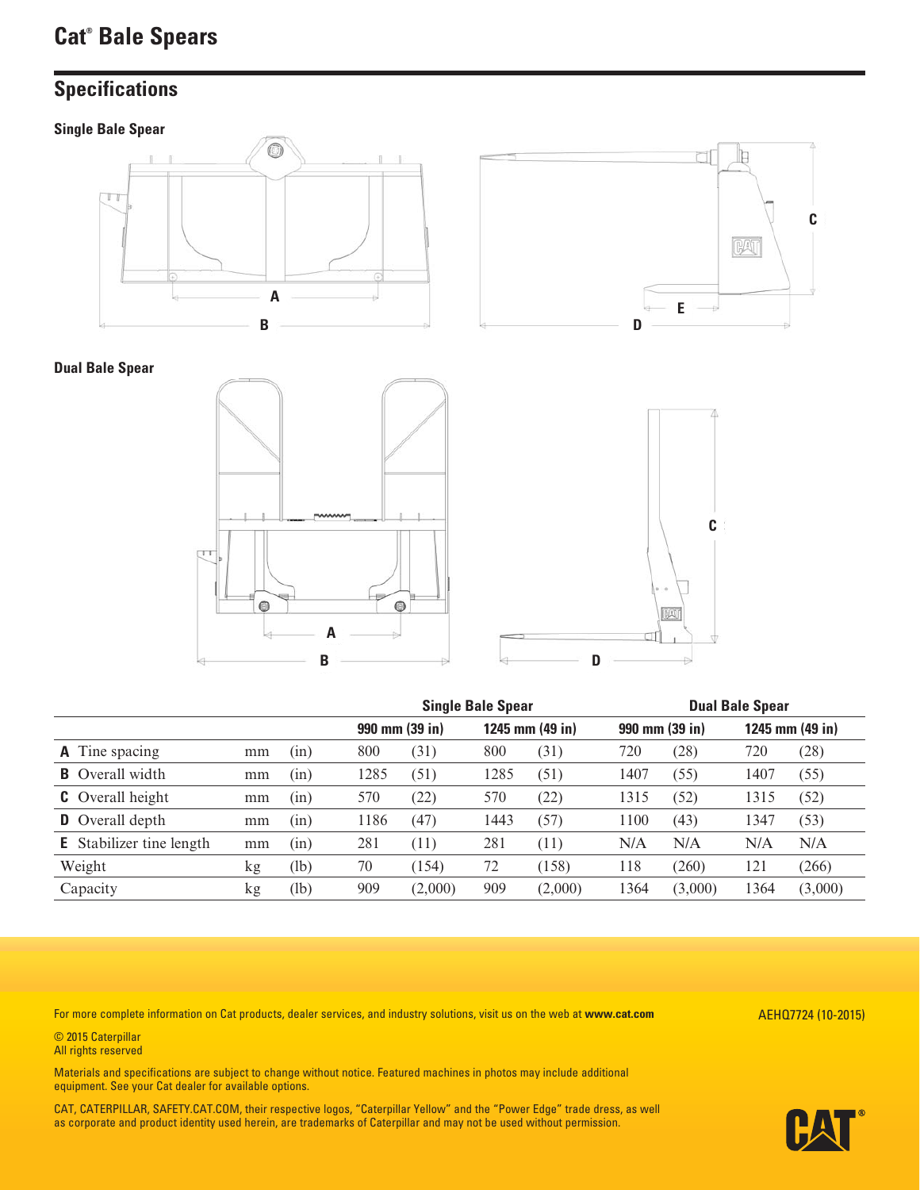# Cat® Bale Spears

## Specifications

### Single Bale Spear

A
B
C
D
E

### Dual Bale Spear

A
B
C
D

| | | | Single Bale Spear | | | | Dual Bale Spear | | | |
|---|---|---|---|---|---|---|---|---|---|---|
| | | | 990 mm (39 in) | | 1245 mm (49 in) | | 990 mm (39 in) | | 1245 mm (49 in) | |
| **A** Tine spacing | mm | (in) | 800 | (31) | 800 | (31) | 720 | (28) | 720 | (28) |
| **B** Overall width | mm | (in) | 1285 | (51) | 1285 | (51) | 1407 | (55) | 1407 | (55) |
| **C** Overall height | mm | (in) | 570 | (22) | 570 | (22) | 1315 | (52) | 1315 | (52) |
| **D** Overall depth | mm | (in) | 1186 | (47) | 1443 | (57) | 1100 | (43) | 1347 | (53) |
| **E** Stabilizer tine length | mm | (in) | 281 | (11) | 281 | (11) | N/A | N/A | N/A | N/A |
| Weight | kg | (lb) | 70 | (154) | 72 | (158) | 118 | (260) | 121 | (266) |
| Capacity | kg | (lb) | 909 | (2,000) | 909 | (2,000) | 1364 | (3,000) | 1364 | (3,000) |

For more complete information on Cat products, dealer services, and industry solutions, visit us on the web at **www.cat.com**

AEHQ7724 (10-2015)

© 2015 Caterpillar
All rights reserved

Materials and specifications are subject to change without notice. Featured machines in photos may include additional equipment. See your Cat dealer for available options.

CAT, CATERPILLAR, SAFETY.CAT.COM, their respective logos, "Caterpillar Yellow" and the "Power Edge" trade dress, as well as corporate and product identity used herein, are trademarks of Caterpillar and may not be used without permission.